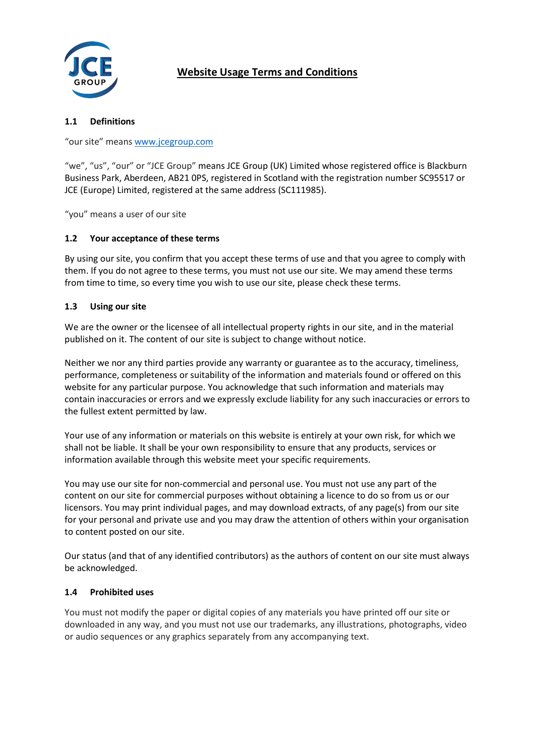# Website Usage Terms and Conditions

### 1.1 Definitions

"our site" means www.jcegroup.com

"we", "us", "our" or "JCE Group" means JCE Group (UK) Limited whose registered office is Blackburn Business Park, Aberdeen, AB21 0PS, registered in Scotland with the registration number SC95517 or JCE (Europe) Limited, registered at the same address (SC111985).

"you" means a user of our site

### 1.2 Your acceptance of these terms

By using our site, you confirm that you accept these terms of use and that you agree to comply with them. If you do not agree to these terms, you must not use our site. We may amend these terms from time to time, so every time you wish to use our site, please check these terms.

### 1.3 Using our site

We are the owner or the licensee of all intellectual property rights in our site, and in the material published on it. The content of our site is subject to change without notice.

Neither we nor any third parties provide any warranty or guarantee as to the accuracy, timeliness, performance, completeness or suitability of the information and materials found or offered on this website for any particular purpose. You acknowledge that such information and materials may contain inaccuracies or errors and we expressly exclude liability for any such inaccuracies or errors to the fullest extent permitted by law.

Your use of any information or materials on this website is entirely at your own risk, for which we shall not be liable. It shall be your own responsibility to ensure that any products, services or information available through this website meet your specific requirements.

You may use our site for non-commercial and personal use. You must not use any part of the content on our site for commercial purposes without obtaining a licence to do so from us or our licensors. You may print individual pages, and may download extracts, of any page(s) from our site for your personal and private use and you may draw the attention of others within your organisation to content posted on our site.

Our status (and that of any identified contributors) as the authors of content on our site must always be acknowledged.

### 1.4 Prohibited uses

You must not modify the paper or digital copies of any materials you have printed off our site or downloaded in any way, and you must not use our trademarks, any illustrations, photographs, video or audio sequences or any graphics separately from any accompanying text.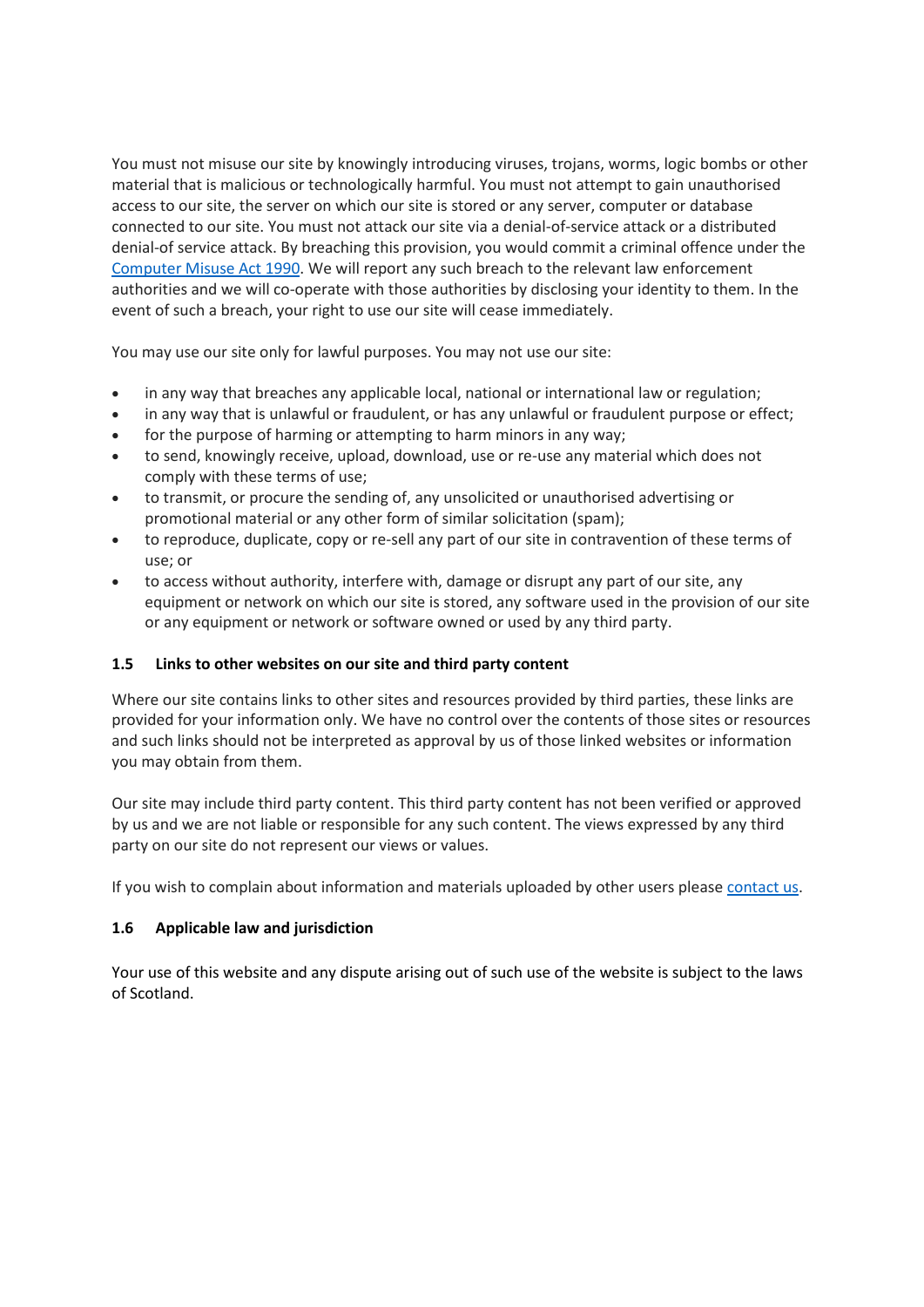You must not misuse our site by knowingly introducing viruses, trojans, worms, logic bombs or other material that is malicious or technologically harmful. You must not attempt to gain unauthorised access to our site, the server on which our site is stored or any server, computer or database connected to our site. You must not attack our site via a denial-of-service attack or a distributed denial-of service attack. By breaching this provision, you would commit a criminal offence under the [Computer Misuse Act 1990](). We will report any such breach to the relevant law enforcement authorities and we will co-operate with those authorities by disclosing your identity to them. In the event of such a breach, your right to use our site will cease immediately.

You may use our site only for lawful purposes. You may not use our site:

- in any way that breaches any applicable local, national or international law or regulation;
- in any way that is unlawful or fraudulent, or has any unlawful or fraudulent purpose or effect;
- for the purpose of harming or attempting to harm minors in any way;
- to send, knowingly receive, upload, download, use or re-use any material which does not comply with these terms of use;
- to transmit, or procure the sending of, any unsolicited or unauthorised advertising or promotional material or any other form of similar solicitation (spam);
- to reproduce, duplicate, copy or re-sell any part of our site in contravention of these terms of use; or
- to access without authority, interfere with, damage or disrupt any part of our site, any equipment or network on which our site is stored, any software used in the provision of our site or any equipment or network or software owned or used by any third party.

### 1.5 Links to other websites on our site and third party content

Where our site contains links to other sites and resources provided by third parties, these links are provided for your information only. We have no control over the contents of those sites or resources and such links should not be interpreted as approval by us of those linked websites or information you may obtain from them.

Our site may include third party content. This third party content has not been verified or approved by us and we are not liable or responsible for any such content. The views expressed by any third party on our site do not represent our views or values.

If you wish to complain about information and materials uploaded by other users please [contact us]().

### 1.6 Applicable law and jurisdiction

Your use of this website and any dispute arising out of such use of the website is subject to the laws of Scotland.